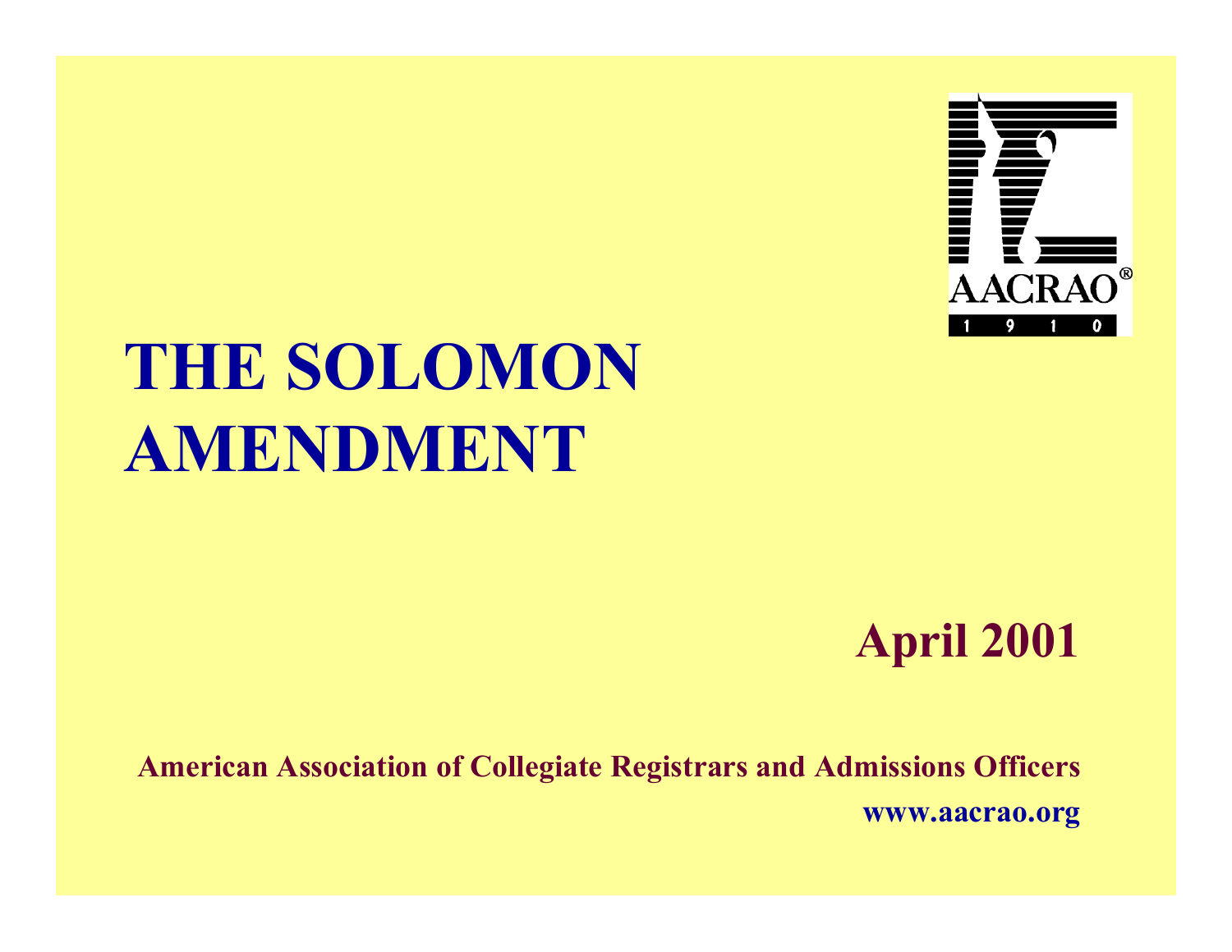# THE SOLOMON AMENDMENT

**April 2001**

**American Association of Collegiate Registrars and Admissions Officers**

**www.aacrao.org**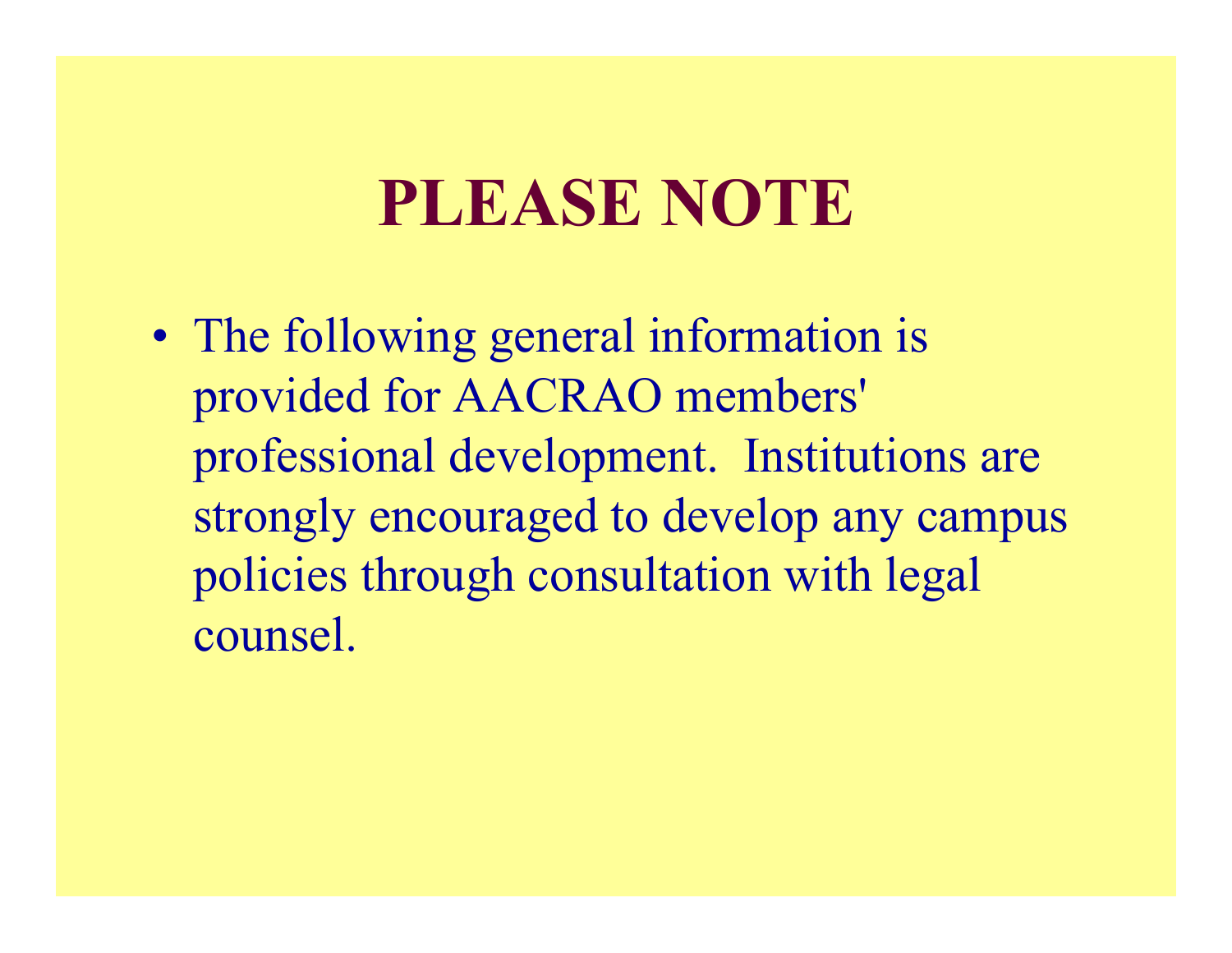# PLEASE NOTE

- The following general information is provided for AACRAO members' professional development. Institutions are strongly encouraged to develop any campus policies through consultation with legal counsel.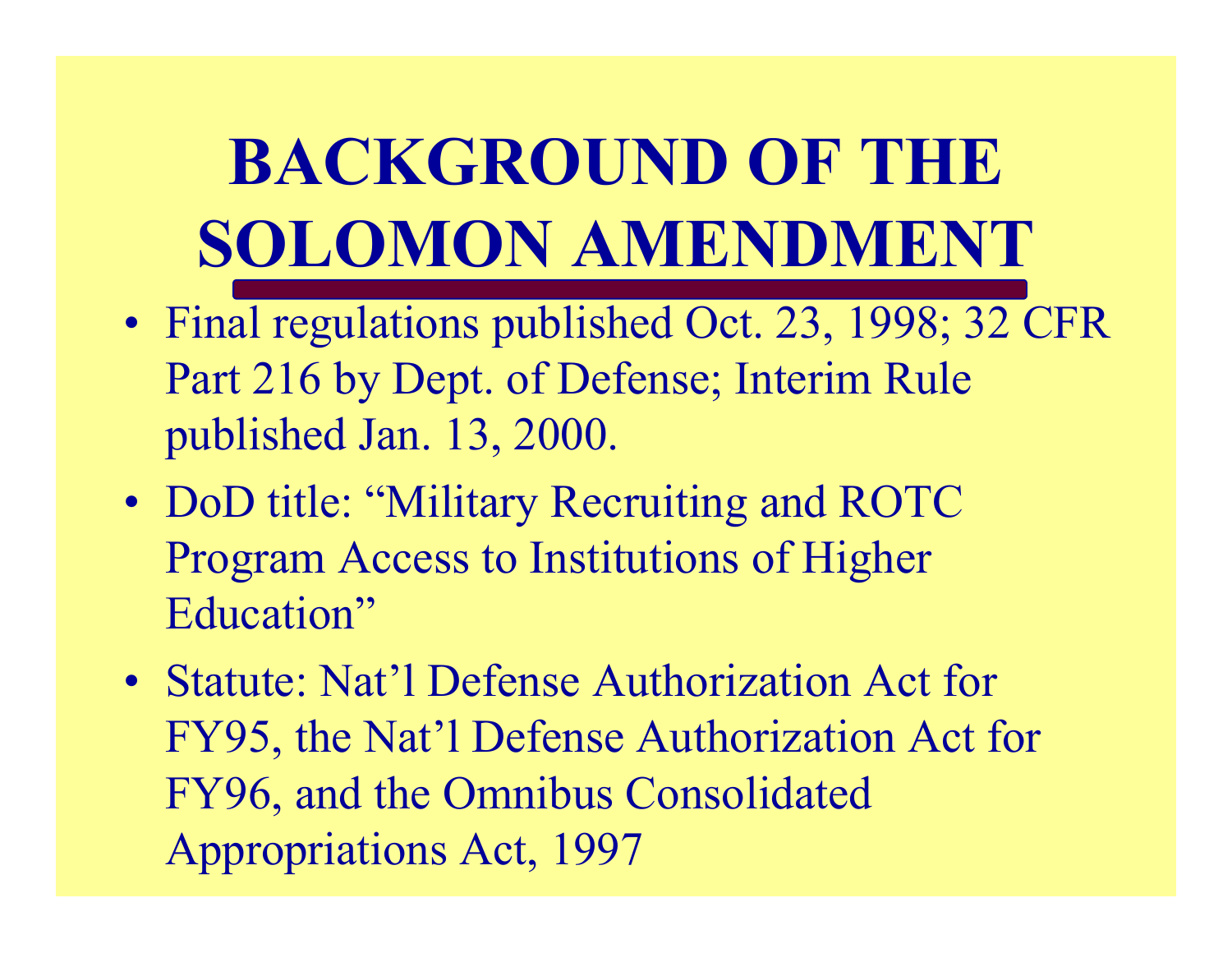# BACKGROUND OF THE SOLOMON AMENDMENT

- Final regulations published Oct. 23, 1998; 32 CFR Part 216 by Dept. of Defense; Interim Rule published Jan. 13, 2000.
- DoD title: "Military Recruiting and ROTC Program Access to Institutions of Higher Education"
- Statute: Nat'l Defense Authorization Act for FY95, the Nat'l Defense Authorization Act for FY96, and the Omnibus Consolidated Appropriations Act, 1997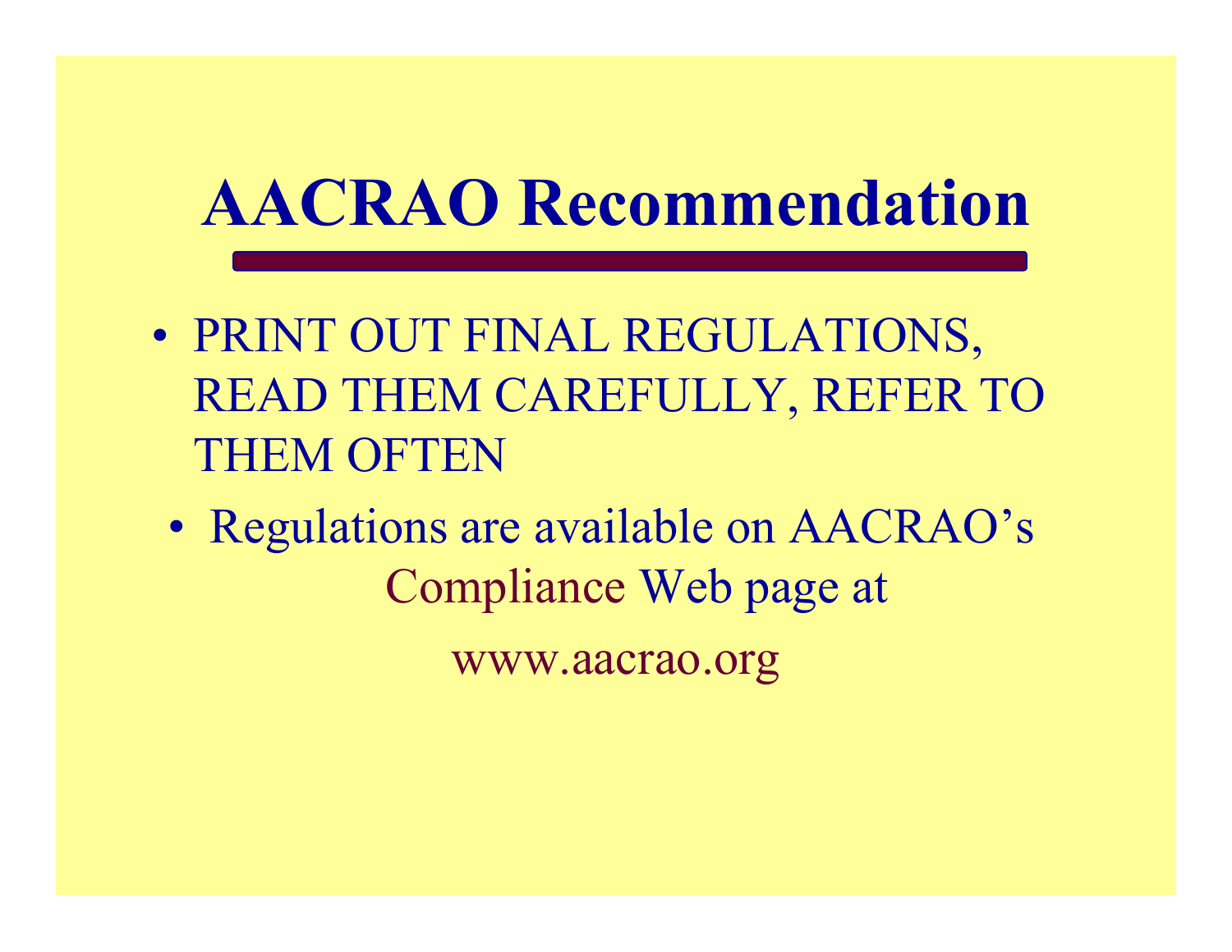# AACRAO Recommendation

- PRINT OUT FINAL REGULATIONS, READ THEM CAREFULLY, REFER TO THEM OFTEN
  - Regulations are available on AACRAO's Compliance Web page at www.aacrao.org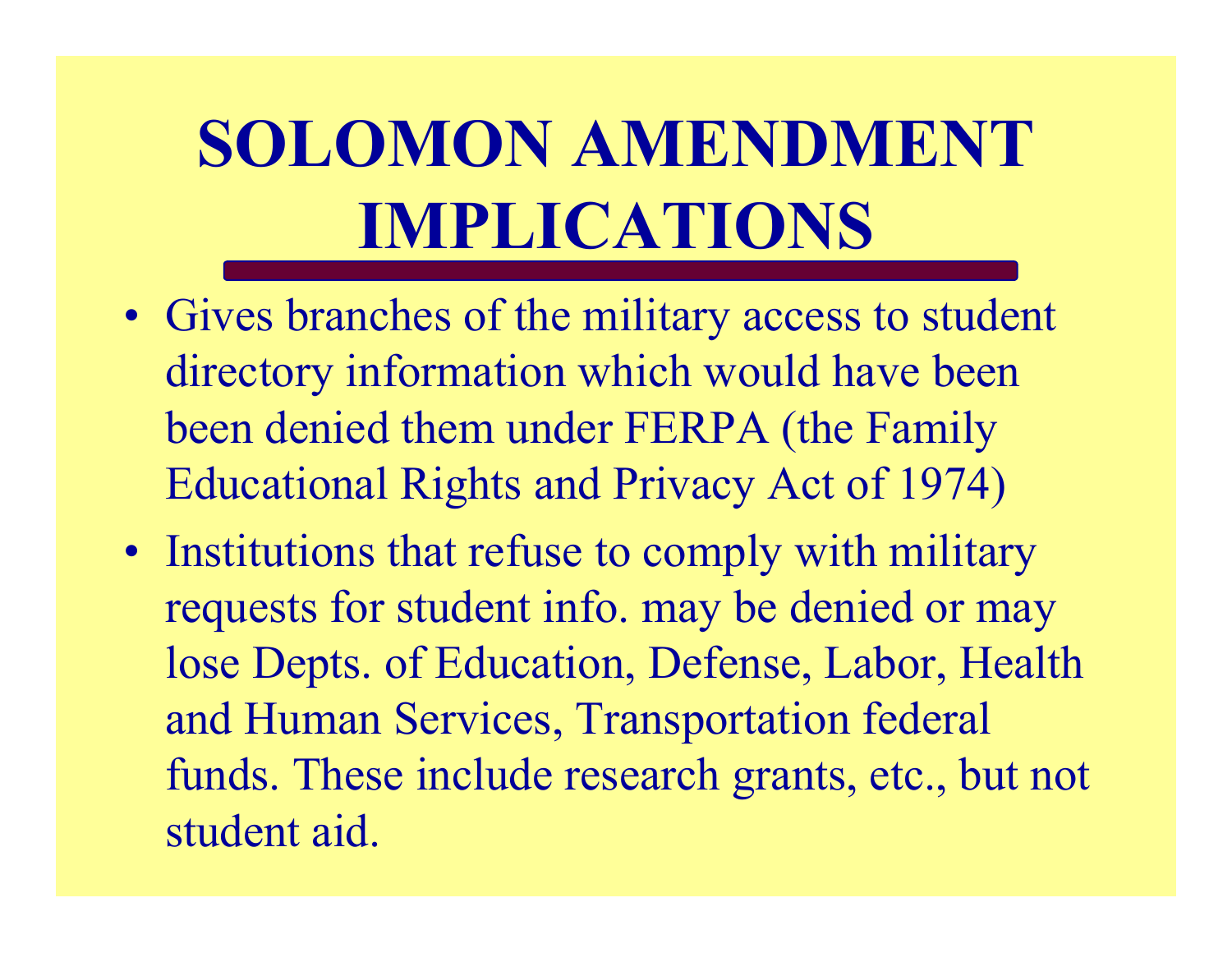# SOLOMON AMENDMENT IMPLICATIONS

- Gives branches of the military access to student directory information which would have been been denied them under FERPA (the Family Educational Rights and Privacy Act of 1974)
- Institutions that refuse to comply with military requests for student info. may be denied or may lose Depts. of Education, Defense, Labor, Health and Human Services, Transportation federal funds. These include research grants, etc., but not student aid.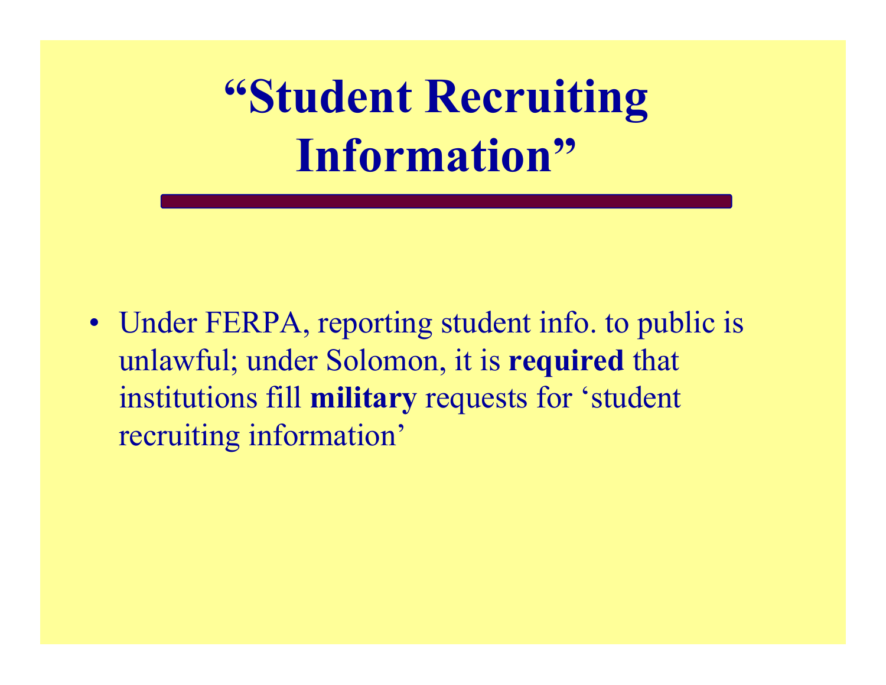# "Student Recruiting Information"

- Under FERPA, reporting student info. to public is unlawful; under Solomon, it is **required** that institutions fill **military** requests for 'student recruiting information'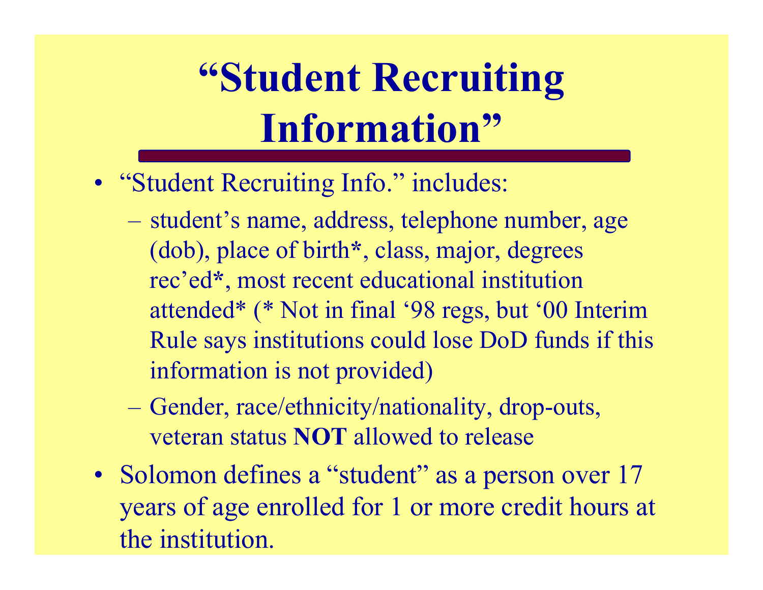# "Student Recruiting Information"

- "Student Recruiting Info." includes:
  - student's name, address, telephone number, age (dob), place of birth*, class, major, degrees rec'ed*, most recent educational institution attended* (* Not in final '98 regs, but '00 Interim Rule says institutions could lose DoD funds if this information is not provided)
  - Gender, race/ethnicity/nationality, drop-outs, veteran status **NOT** allowed to release
- Solomon defines a "student" as a person over 17 years of age enrolled for 1 or more credit hours at the institution.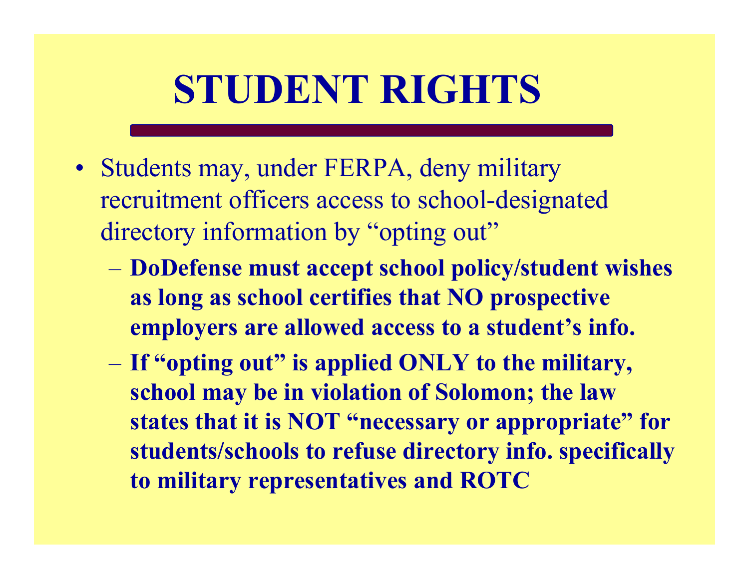# STUDENT RIGHTS

- Students may, under FERPA, deny military recruitment officers access to school-designated directory information by "opting out"
  - **DoDefense must accept school policy/student wishes as long as school certifies that NO prospective employers are allowed access to a student's info.**
  - **If "opting out" is applied ONLY to the military, school may be in violation of Solomon; the law states that it is NOT "necessary or appropriate" for students/schools to refuse directory info. specifically to military representatives and ROTC**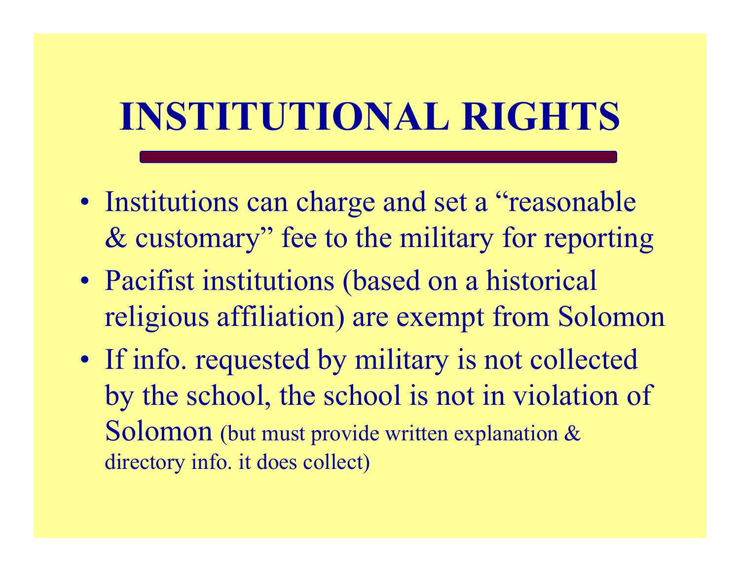# INSTITUTIONAL RIGHTS

- Institutions can charge and set a "reasonable & customary" fee to the military for reporting
- Pacifist institutions (based on a historical religious affiliation) are exempt from Solomon
- If info. requested by military is not collected by the school, the school is not in violation of Solomon (but must provide written explanation & directory info. it does collect)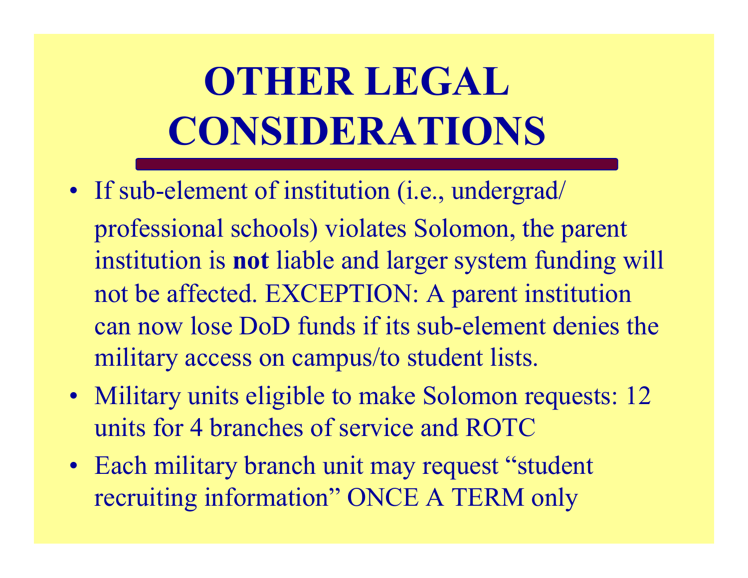# OTHER LEGAL CONSIDERATIONS

- If sub-element of institution (i.e., undergrad/ professional schools) violates Solomon, the parent institution is **not** liable and larger system funding will not be affected. EXCEPTION: A parent institution can now lose DoD funds if its sub-element denies the military access on campus/to student lists.
- Military units eligible to make Solomon requests: 12 units for 4 branches of service and ROTC
- Each military branch unit may request "student recruiting information" ONCE A TERM only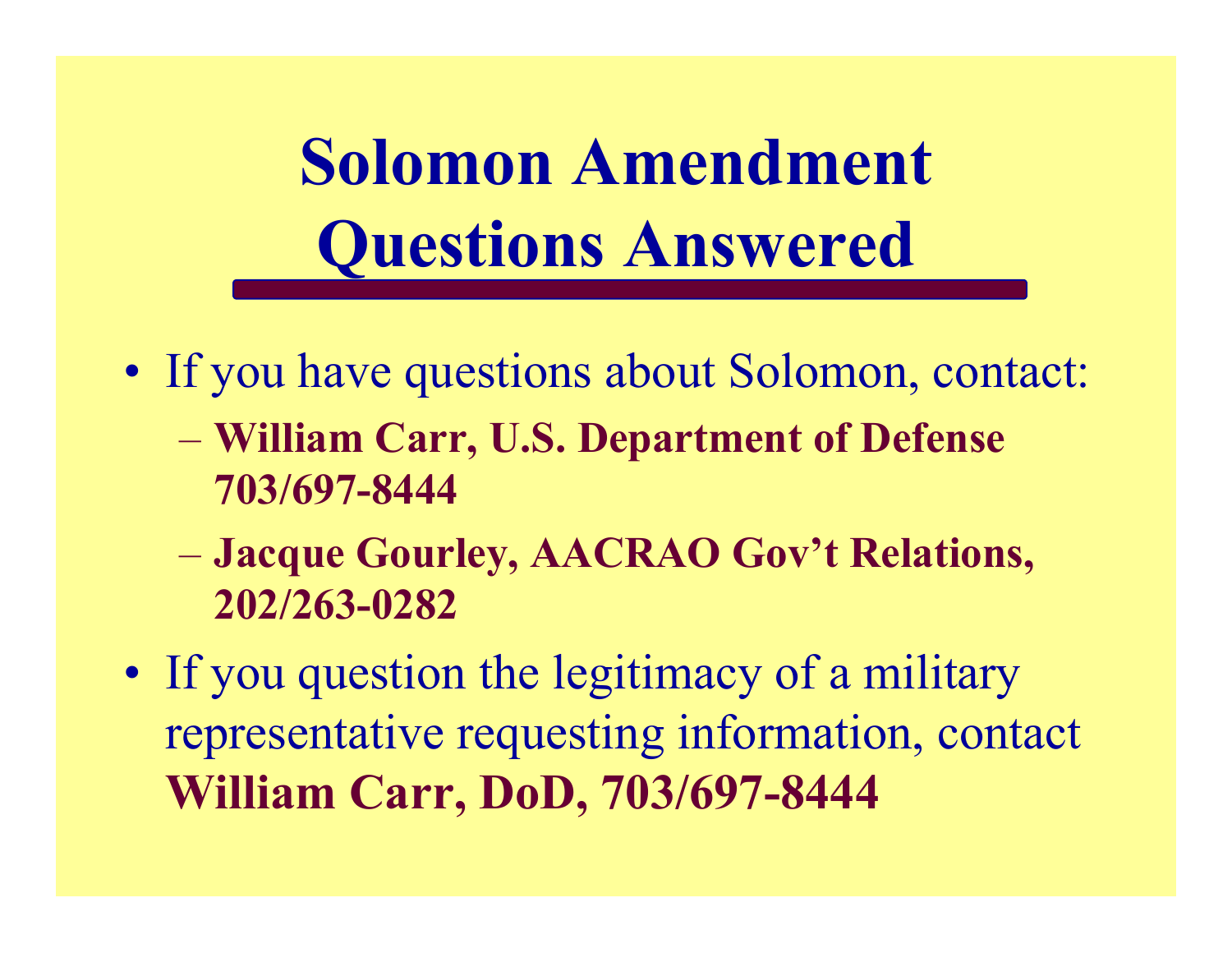# Solomon Amendment Questions Answered

- If you have questions about Solomon, contact:
  - **William Carr, U.S. Department of Defense 703/697-8444**
  - **Jacque Gourley, AACRAO Gov't Relations, 202/263-0282**
- If you question the legitimacy of a military representative requesting information, contact **William Carr, DoD, 703/697-8444**